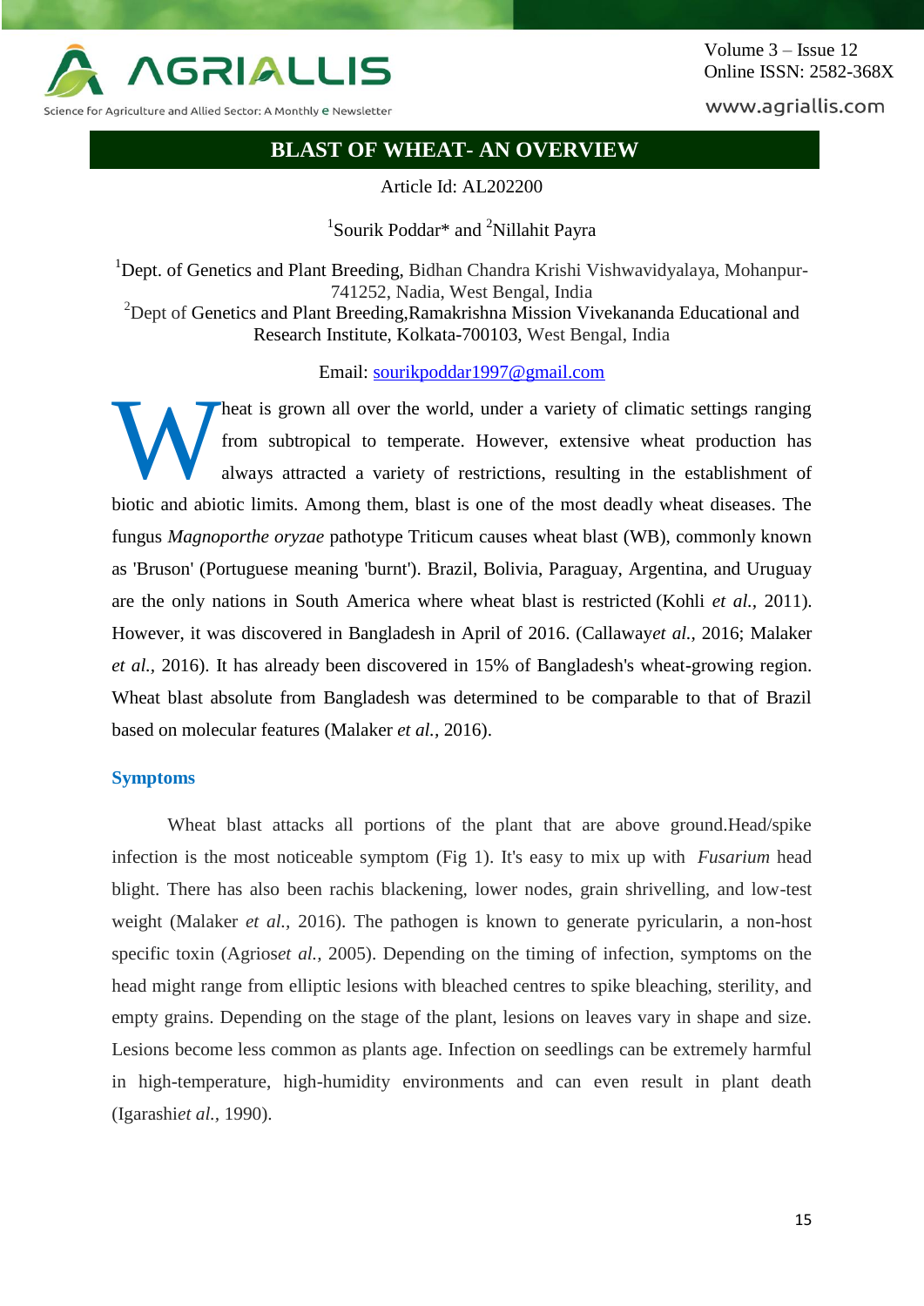# BLAST OF WHEAT- AN OVERVIEW

Article Id: AL202200

[1]Sourik Poddar* and [2]Nillahit Payra

[1]Dept. of Genetics and Plant Breeding, Bidhan Chandra Krishi Vishwavidyalaya, Mohanpur-741252, Nadia, West Bengal, India
[2]Dept of Genetics and Plant Breeding,Ramakrishna Mission Vivekananda Educational and Research Institute, Kolkata-700103, West Bengal, India

Email: sourikpoddar1997@gmail.com

Wheat is grown all over the world, under a variety of climatic settings ranging from subtropical to temperate. However, extensive wheat production has always attracted a variety of restrictions, resulting in the establishment of biotic and abiotic limits. Among them, blast is one of the most deadly wheat diseases. The fungus *Magnoporthe oryzae* pathotype Triticum causes wheat blast (WB), commonly known as 'Bruson' (Portuguese meaning 'burnt'). Brazil, Bolivia, Paraguay, Argentina, and Uruguay are the only nations in South America where wheat blast is restricted (Kohli *et al.*, 2011). However, it was discovered in Bangladesh in April of 2016. (Callaway*et al.*, 2016; Malaker *et al.*, 2016). It has already been discovered in 15% of Bangladesh's wheat-growing region. Wheat blast absolute from Bangladesh was determined to be comparable to that of Brazil based on molecular features (Malaker *et al.*, 2016).

## Symptoms

Wheat blast attacks all portions of the plant that are above ground.Head/spike infection is the most noticeable symptom (Fig 1). It's easy to mix up with *Fusarium* head blight. There has also been rachis blackening, lower nodes, grain shrivelling, and low-test weight (Malaker *et al.*, 2016). The pathogen is known to generate pyricularin, a non-host specific toxin (Agrios*et al.*, 2005). Depending on the timing of infection, symptoms on the head might range from elliptic lesions with bleached centres to spike bleaching, sterility, and empty grains. Depending on the stage of the plant, lesions on leaves vary in shape and size. Lesions become less common as plants age. Infection on seedlings can be extremely harmful in high-temperature, high-humidity environments and can even result in plant death (Igarashi*et al.*, 1990).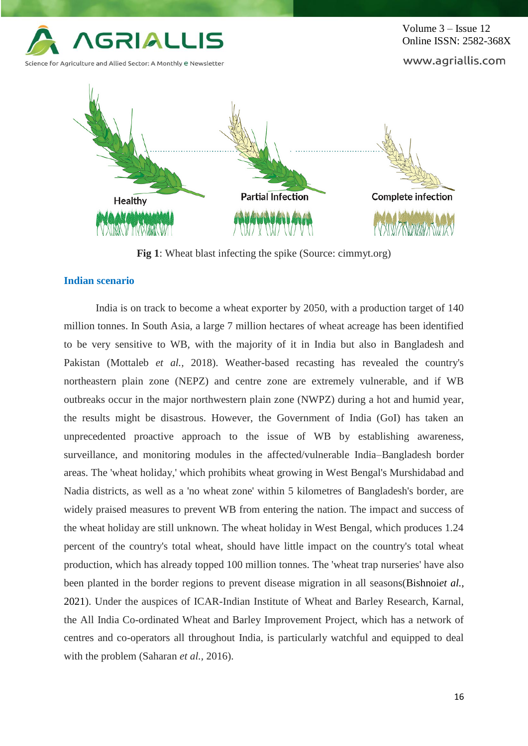**Fig 1**: Wheat blast infecting the spike (Source: cimmyt.org)

## Indian scenario

India is on track to become a wheat exporter by 2050, with a production target of 140 million tonnes. In South Asia, a large 7 million hectares of wheat acreage has been identified to be very sensitive to WB, with the majority of it in India but also in Bangladesh and Pakistan (Mottaleb *et al.,* 2018). Weather-based recasting has revealed the country's northeastern plain zone (NEPZ) and centre zone are extremely vulnerable, and if WB outbreaks occur in the major northwestern plain zone (NWPZ) during a hot and humid year, the results might be disastrous. However, the Government of India (GoI) has taken an unprecedented proactive approach to the issue of WB by establishing awareness, surveillance, and monitoring modules in the affected/vulnerable India–Bangladesh border areas. The 'wheat holiday,' which prohibits wheat growing in West Bengal's Murshidabad and Nadia districts, as well as a 'no wheat zone' within 5 kilometres of Bangladesh's border, are widely praised measures to prevent WB from entering the nation. The impact and success of the wheat holiday are still unknown. The wheat holiday in West Bengal, which produces 1.24 percent of the country's total wheat, should have little impact on the country's total wheat production, which has already topped 100 million tonnes. The 'wheat trap nurseries' have also been planted in the border regions to prevent disease migration in all seasons(Bishnoi*et al.,* 2021). Under the auspices of ICAR-Indian Institute of Wheat and Barley Research, Karnal, the All India Co-ordinated Wheat and Barley Improvement Project, which has a network of centres and co-operators all throughout India, is particularly watchful and equipped to deal with the problem (Saharan *et al.,* 2016).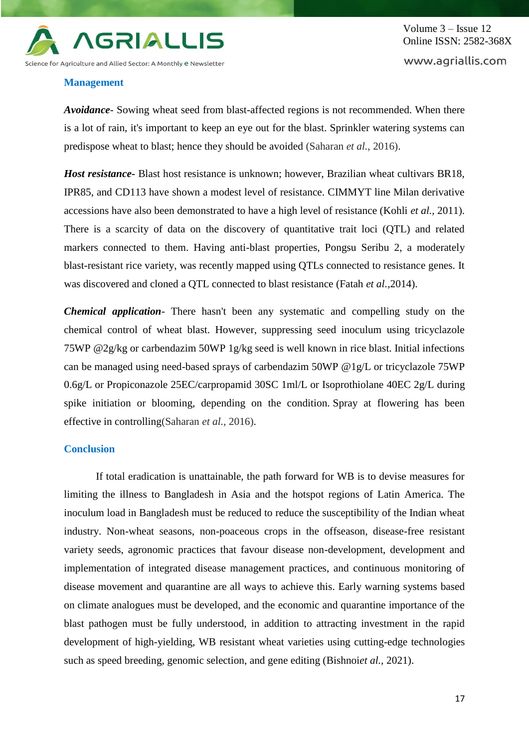## Management

***Avoidance***- Sowing wheat seed from blast-affected regions is not recommended. When there is a lot of rain, it's important to keep an eye out for the blast. Sprinkler watering systems can predispose wheat to blast; hence they should be avoided (Saharan *et al.*, 2016).

***Host resistance***- Blast host resistance is unknown; however, Brazilian wheat cultivars BR18, IPR85, and CD113 have shown a modest level of resistance. CIMMYT line Milan derivative accessions have also been demonstrated to have a high level of resistance (Kohli *et al.*, 2011). There is a scarcity of data on the discovery of quantitative trait loci (QTL) and related markers connected to them. Having anti-blast properties, Pongsu Seribu 2, a moderately blast-resistant rice variety, was recently mapped using QTLs connected to resistance genes. It was discovered and cloned a QTL connected to blast resistance (Fatah *et al.*,2014).

***Chemical application***- There hasn't been any systematic and compelling study on the chemical control of wheat blast. However, suppressing seed inoculum using tricyclazole 75WP @2g/kg or carbendazim 50WP 1g/kg seed is well known in rice blast. Initial infections can be managed using need-based sprays of carbendazim 50WP @1g/L or tricyclazole 75WP 0.6g/L or Propiconazole 25EC/carpropamid 30SC 1ml/L or Isoprothiolane 40EC 2g/L during spike initiation or blooming, depending on the condition. Spray at flowering has been effective in controlling(Saharan *et al.*, 2016).

## Conclusion

If total eradication is unattainable, the path forward for WB is to devise measures for limiting the illness to Bangladesh in Asia and the hotspot regions of Latin America. The inoculum load in Bangladesh must be reduced to reduce the susceptibility of the Indian wheat industry. Non-wheat seasons, non-poaceous crops in the offseason, disease-free resistant variety seeds, agronomic practices that favour disease non-development, development and implementation of integrated disease management practices, and continuous monitoring of disease movement and quarantine are all ways to achieve this. Early warning systems based on climate analogues must be developed, and the economic and quarantine importance of the blast pathogen must be fully understood, in addition to attracting investment in the rapid development of high-yielding, WB resistant wheat varieties using cutting-edge technologies such as speed breeding, genomic selection, and gene editing (Bishnoi*et al.*, 2021).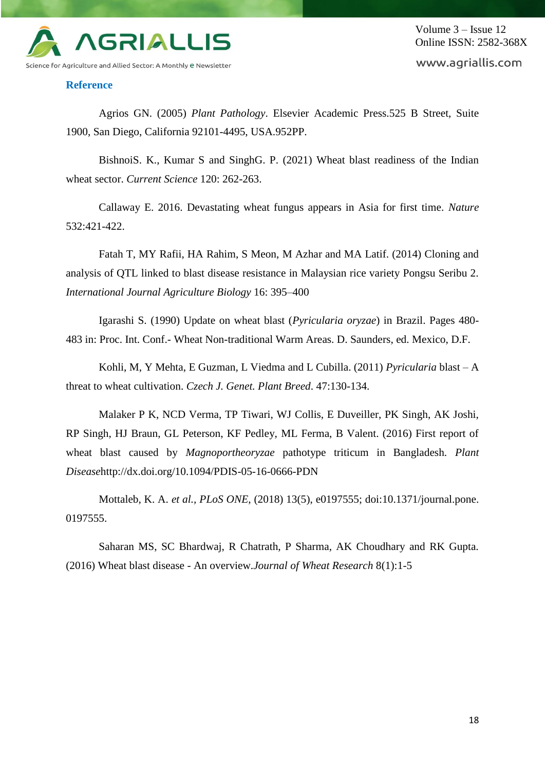## Reference

Agrios GN. (2005) *Plant Pathology*. Elsevier Academic Press.525 B Street, Suite 1900, San Diego, California 92101-4495, USA.952PP.

BishnoiS. K., Kumar S and SinghG. P. (2021) Wheat blast readiness of the Indian wheat sector. *Current Science* 120: 262-263.

Callaway E. 2016. Devastating wheat fungus appears in Asia for first time. *Nature* 532:421-422.

Fatah T, MY Rafii, HA Rahim, S Meon, M Azhar and MA Latif. (2014) Cloning and analysis of QTL linked to blast disease resistance in Malaysian rice variety Pongsu Seribu 2. *International Journal Agriculture Biology* 16: 395–400

Igarashi S. (1990) Update on wheat blast (*Pyricularia oryzae*) in Brazil. Pages 480-483 in: Proc. Int. Conf.- Wheat Non-traditional Warm Areas. D. Saunders, ed. Mexico, D.F.

Kohli, M, Y Mehta, E Guzman, L Viedma and L Cubilla. (2011) *Pyricularia* blast – A threat to wheat cultivation. *Czech J. Genet. Plant Breed*. 47:130-134.

Malaker P K, NCD Verma, TP Tiwari, WJ Collis, E Duveiller, PK Singh, AK Joshi, RP Singh, HJ Braun, GL Peterson, KF Pedley, ML Ferma, B Valent. (2016) First report of wheat blast caused by *Magnoportheoryzae* pathotype triticum in Bangladesh. *Plant Disease*http://dx.doi.org/10.1094/PDIS-05-16-0666-PDN

Mottaleb, K. A. *et al., PLoS ONE*, (2018) 13(5), e0197555; doi:10.1371/journal.pone. 0197555.

Saharan MS, SC Bhardwaj, R Chatrath, P Sharma, AK Choudhary and RK Gupta. (2016) Wheat blast disease - An overview.*Journal of Wheat Research* 8(1):1-5